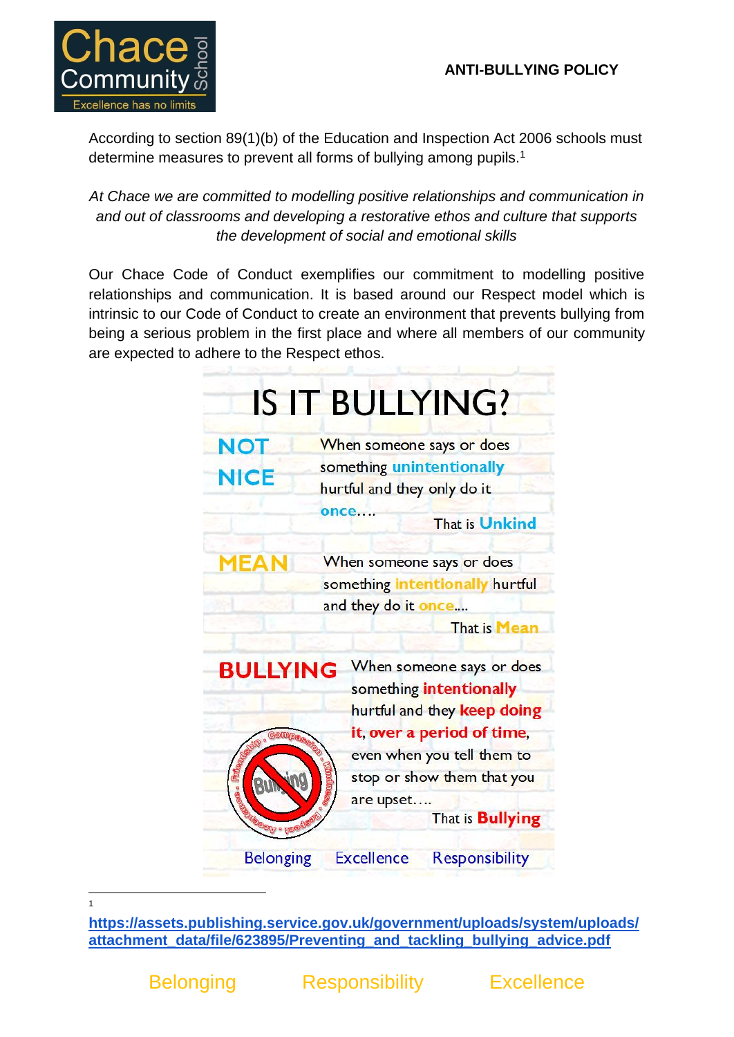# ANTI-BULLYING POLICY

According to section 89(1)(b) of the Education and Inspection Act 2006 schools must determine measures to prevent all forms of bullying among pupils.[1]

*At Chace we are committed to modelling positive relationships and communication in and out of classrooms and developing a restorative ethos and culture that supports the development of social and emotional skills*

Our Chace Code of Conduct exemplifies our commitment to modelling positive relationships and communication. It is based around our Respect model which is intrinsic to our Code of Conduct to create an environment that prevents bullying from being a serious problem in the first place and where all members of our community are expected to adhere to the Respect ethos.

## IS IT BULLYING?

**NOT NICE** — When someone says or does something **unintentionally** hurtful and they only do it **once**….
That is **Unkind**

**MEAN** — When someone says or does something **intentionally** hurtful and they do it **once**....
That is **Mean**

**BULLYING** — When someone says or does something **intentionally** hurtful and they **keep doing it**, **over a period of time**, even when you tell them to stop or show them that you are upset….
That is **Bullying**

Belonging Excellence Responsibility

---

[1] https://assets.publishing.service.gov.uk/government/uploads/system/uploads/attachment_data/file/623895/Preventing_and_tackling_bullying_advice.pdf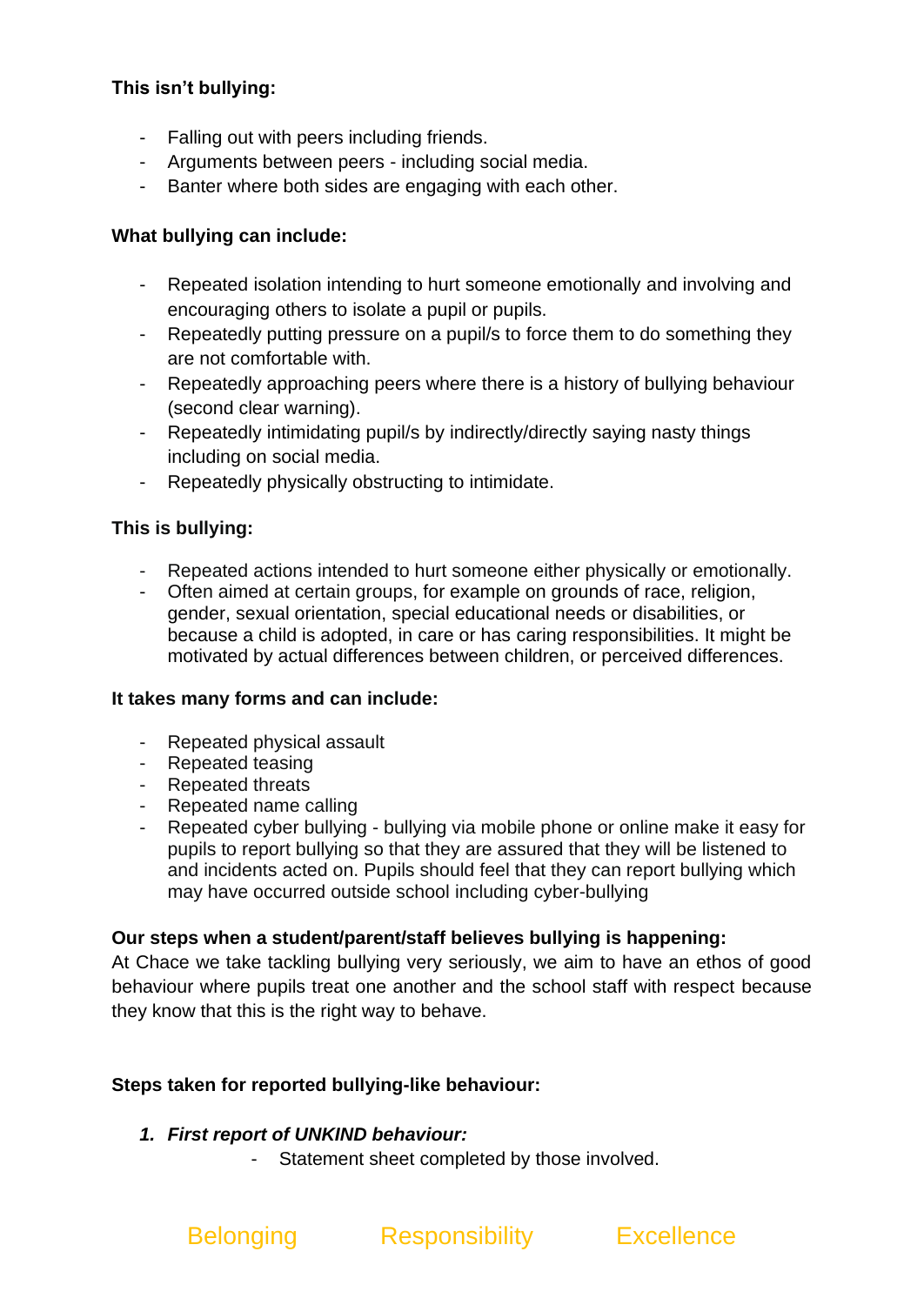**This isn't bullying:**

- Falling out with peers including friends.
- Arguments between peers - including social media.
- Banter where both sides are engaging with each other.

**What bullying can include:**

- Repeated isolation intending to hurt someone emotionally and involving and encouraging others to isolate a pupil or pupils.
- Repeatedly putting pressure on a pupil/s to force them to do something they are not comfortable with.
- Repeatedly approaching peers where there is a history of bullying behaviour (second clear warning).
- Repeatedly intimidating pupil/s by indirectly/directly saying nasty things including on social media.
- Repeatedly physically obstructing to intimidate.

**This is bullying:**

- Repeated actions intended to hurt someone either physically or emotionally.
- Often aimed at certain groups, for example on grounds of race, religion, gender, sexual orientation, special educational needs or disabilities, or because a child is adopted, in care or has caring responsibilities. It might be motivated by actual differences between children, or perceived differences.

**It takes many forms and can include:**

- Repeated physical assault
- Repeated teasing
- Repeated threats
- Repeated name calling
- Repeated cyber bullying - bullying via mobile phone or online make it easy for pupils to report bullying so that they are assured that they will be listened to and incidents acted on. Pupils should feel that they can report bullying which may have occurred outside school including cyber-bullying

**Our steps when a student/parent/staff believes bullying is happening:**

At Chace we take tackling bullying very seriously, we aim to have an ethos of good behaviour where pupils treat one another and the school staff with respect because they know that this is the right way to behave.

**Steps taken for reported bullying-like behaviour:**

1. ***First report of UNKIND behaviour:***
    - Statement sheet completed by those involved.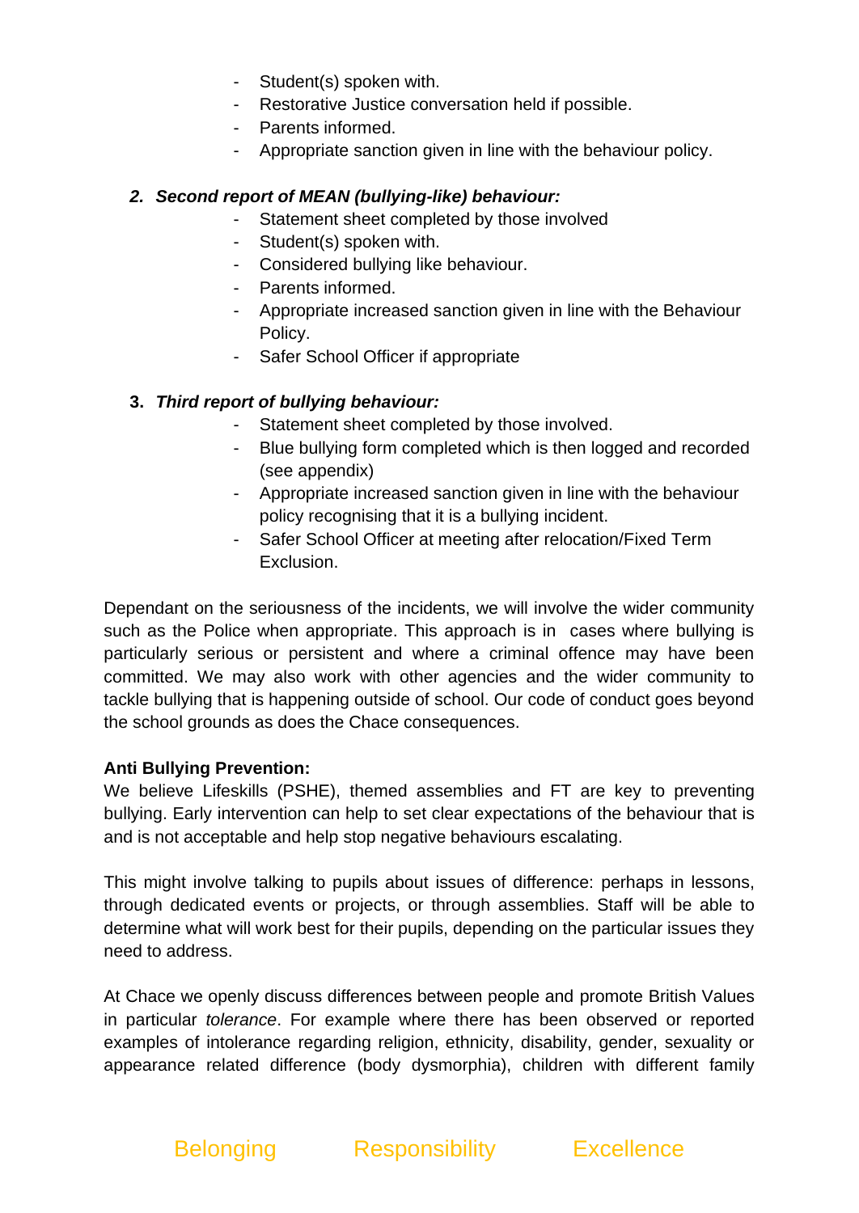- Student(s) spoken with.
- Restorative Justice conversation held if possible.
- Parents informed.
- Appropriate sanction given in line with the behaviour policy.

2. ***Second report of MEAN (bullying-like) behaviour:***
    - Statement sheet completed by those involved
    - Student(s) spoken with.
    - Considered bullying like behaviour.
    - Parents informed.
    - Appropriate increased sanction given in line with the Behaviour Policy.
    - Safer School Officer if appropriate

3. ***Third report of bullying behaviour:***
    - Statement sheet completed by those involved.
    - Blue bullying form completed which is then logged and recorded (see appendix)
    - Appropriate increased sanction given in line with the behaviour policy recognising that it is a bullying incident.
    - Safer School Officer at meeting after relocation/Fixed Term Exclusion.

Dependant on the seriousness of the incidents, we will involve the wider community such as the Police when appropriate. This approach is in cases where bullying is particularly serious or persistent and where a criminal offence may have been committed. We may also work with other agencies and the wider community to tackle bullying that is happening outside of school. Our code of conduct goes beyond the school grounds as does the Chace consequences.

**Anti Bullying Prevention:**

We believe Lifeskills (PSHE), themed assemblies and FT are key to preventing bullying. Early intervention can help to set clear expectations of the behaviour that is and is not acceptable and help stop negative behaviours escalating.

This might involve talking to pupils about issues of difference: perhaps in lessons, through dedicated events or projects, or through assemblies. Staff will be able to determine what will work best for their pupils, depending on the particular issues they need to address.

At Chace we openly discuss differences between people and promote British Values in particular *tolerance*. For example where there has been observed or reported examples of intolerance regarding religion, ethnicity, disability, gender, sexuality or appearance related difference (body dysmorphia), children with different family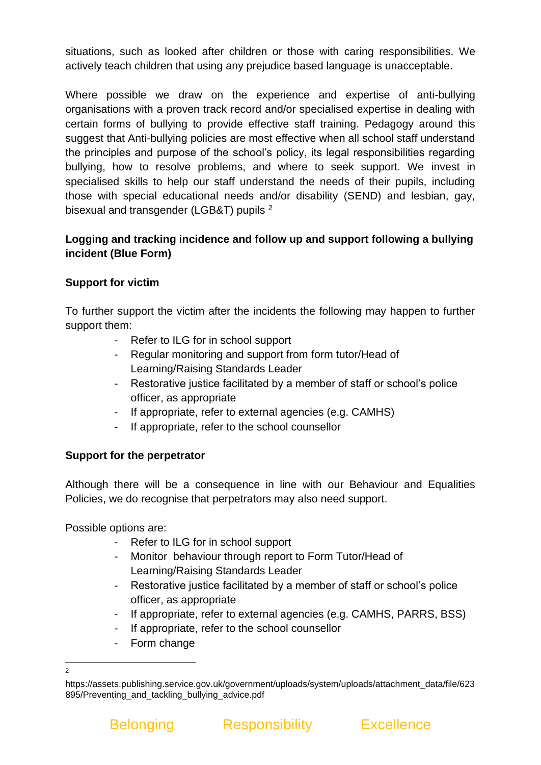situations, such as looked after children or those with caring responsibilities. We actively teach children that using any prejudice based language is unacceptable.

Where possible we draw on the experience and expertise of anti-bullying organisations with a proven track record and/or specialised expertise in dealing with certain forms of bullying to provide effective staff training. Pedagogy around this suggest that Anti-bullying policies are most effective when all school staff understand the principles and purpose of the school's policy, its legal responsibilities regarding bullying, how to resolve problems, and where to seek support. We invest in specialised skills to help our staff understand the needs of their pupils, including those with special educational needs and/or disability (SEND) and lesbian, gay, bisexual and transgender (LGB&T) pupils [2]

**Logging and tracking incidence and follow up and support following a bullying incident (Blue Form)**

**Support for victim**

To further support the victim after the incidents the following may happen to further support them:

- Refer to ILG for in school support
- Regular monitoring and support from form tutor/Head of Learning/Raising Standards Leader
- Restorative justice facilitated by a member of staff or school's police officer, as appropriate
- If appropriate, refer to external agencies (e.g. CAMHS)
- If appropriate, refer to the school counsellor

**Support for the perpetrator**

Although there will be a consequence in line with our Behaviour and Equalities Policies, we do recognise that perpetrators may also need support.

Possible options are:

- Refer to ILG for in school support
- Monitor behaviour through report to Form Tutor/Head of Learning/Raising Standards Leader
- Restorative justice facilitated by a member of staff or school's police officer, as appropriate
- If appropriate, refer to external agencies (e.g. CAMHS, PARRS, BSS)
- If appropriate, refer to the school counsellor
- Form change

[2] https://assets.publishing.service.gov.uk/government/uploads/system/uploads/attachment_data/file/623895/Preventing_and_tackling_bullying_advice.pdf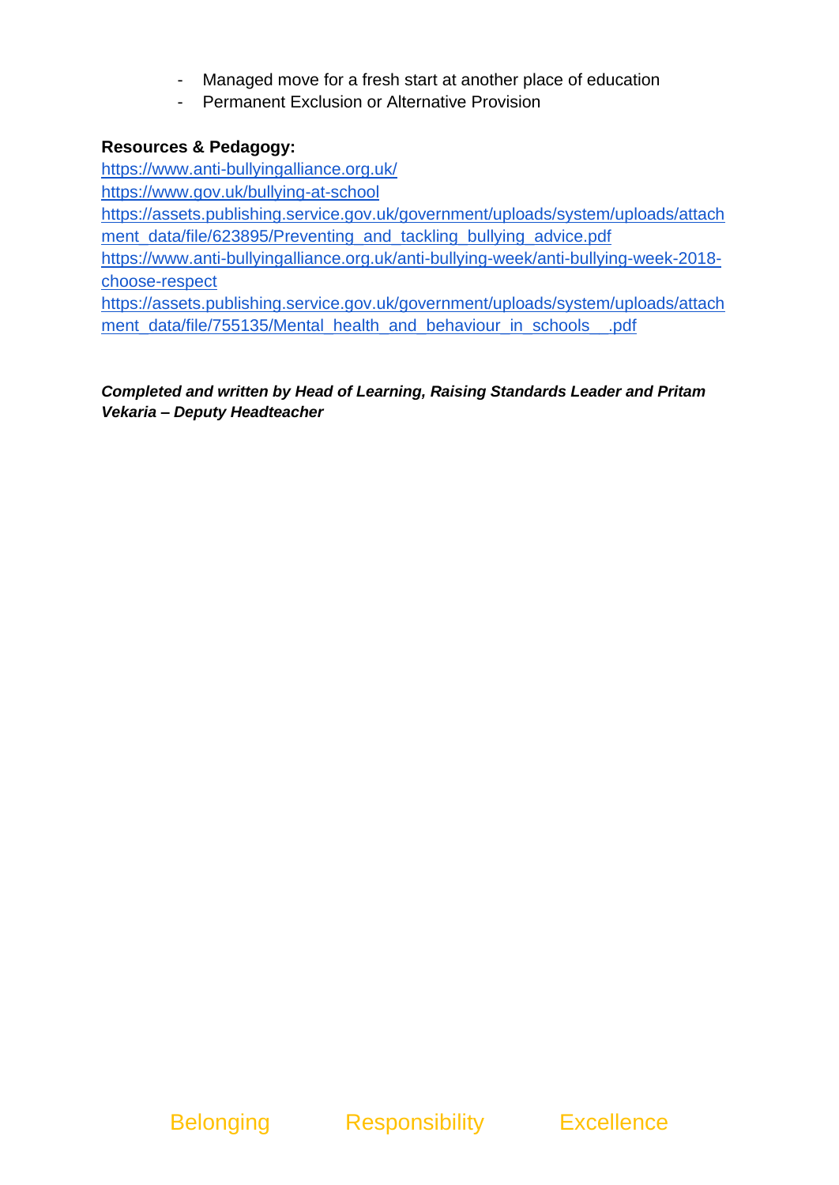- Managed move for a fresh start at another place of education
- Permanent Exclusion or Alternative Provision

**Resources & Pedagogy:**

https://www.anti-bullyingalliance.org.uk/
https://www.gov.uk/bullying-at-school
https://assets.publishing.service.gov.uk/government/uploads/system/uploads/attachment_data/file/623895/Preventing_and_tackling_bullying_advice.pdf
https://www.anti-bullyingalliance.org.uk/anti-bullying-week/anti-bullying-week-2018-choose-respect
https://assets.publishing.service.gov.uk/government/uploads/system/uploads/attachment_data/file/755135/Mental_health_and_behaviour_in_schools__.pdf

***Completed and written by Head of Learning, Raising Standards Leader and Pritam Vekaria – Deputy Headteacher***

Belonging Responsibility Excellence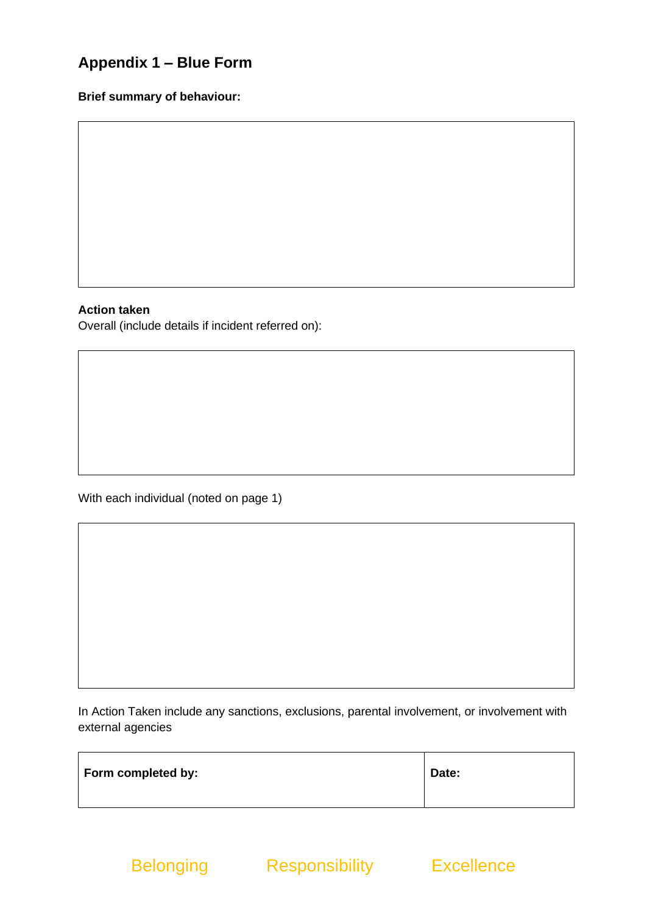## Appendix 1 – Blue Form

**Brief summary of behaviour:**

| |
|---|
| |

**Action taken**

Overall (include details if incident referred on):

| |
|---|
| |

With each individual (noted on page 1)

| |
|---|
| |

In Action Taken include any sanctions, exclusions, parental involvement, or involvement with external agencies

| **Form completed by:** | **Date:** |
|---|---|
| | |

Belonging Responsibility Excellence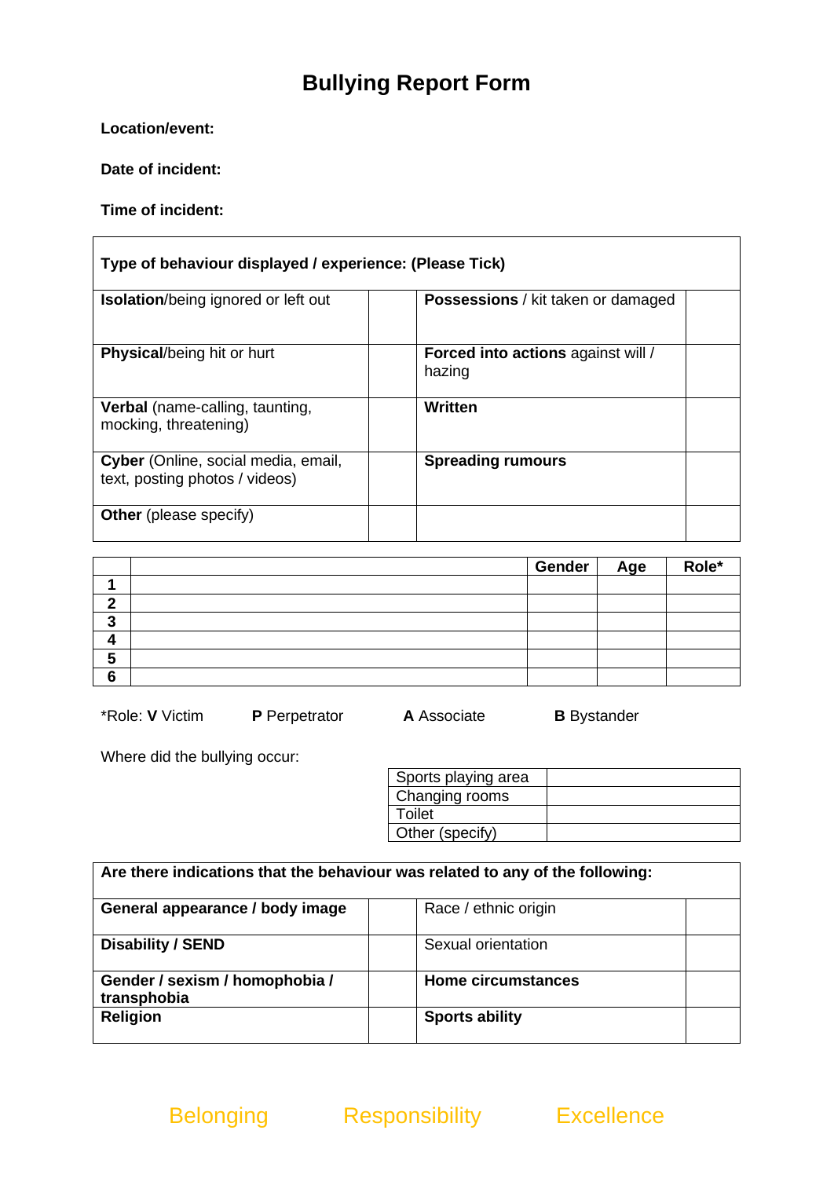# Bullying Report Form

**Location/event:**

**Date of incident:**

**Time of incident:**

| **Type of behaviour displayed / experience: (Please Tick)** | | | |
|---|---|---|---|
| **Isolation**/being ignored or left out | | **Possessions** / kit taken or damaged | |
| **Physical**/being hit or hurt | | **Forced into actions** against will / hazing | |
| **Verbal** (name-calling, taunting, mocking, threatening) | | **Written** | |
| **Cyber** (Online, social media, email, text, posting photos / videos) | | **Spreading rumours** | |
| **Other** (please specify) | | | |

| | | **Gender** | **Age** | **Role*** |
|---|---|---|---|---|
| **1** | | | | |
| **2** | | | | |
| **3** | | | | |
| **4** | | | | |
| **5** | | | | |
| **6** | | | | |

*Role: **V** Victim **P** Perpetrator **A** Associate **B** Bystander

Where did the bullying occur:

| | |
|---|---|
| Sports playing area | |
| Changing rooms | |
| Toilet | |
| Other (specify) | |

| **Are there indications that the behaviour was related to any of the following:** | | | |
|---|---|---|---|
| **General appearance / body image** | | Race / ethnic origin | |
| **Disability / SEND** | | Sexual orientation | |
| **Gender / sexism / homophobia / transphobia** | | **Home circumstances** | |
| **Religion** | | **Sports ability** | |

Belonging Responsibility Excellence